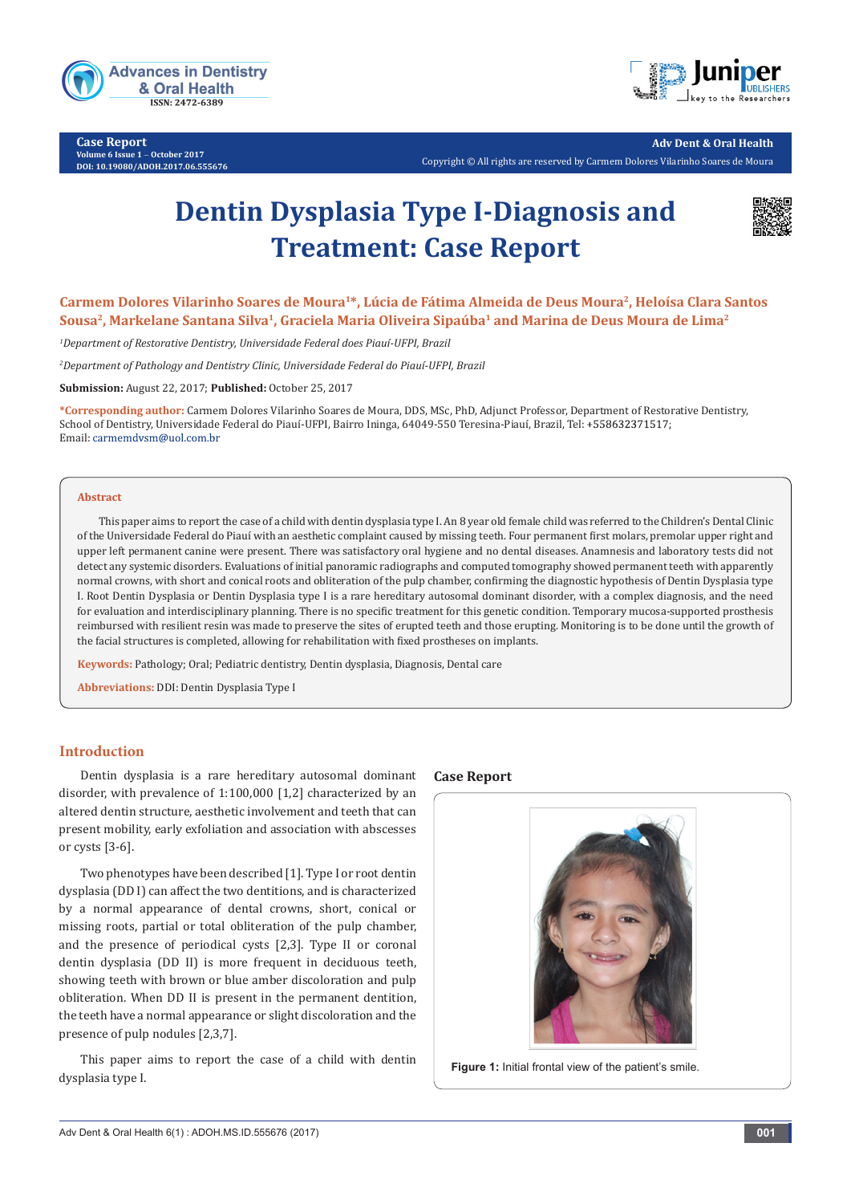Case Report

# Dentin Dysplasia Type I-Diagnosis and Treatment: Case Report

**Carmem Dolores Vilarinho Soares de Moura[1]*, Lúcia de Fátima Almeida de Deus Moura[2], Heloísa Clara Santos Sousa[2], Markelane Santana Silva[1], Graciela Maria Oliveira Sipaúba[1] and Marina de Deus Moura de Lima[2]**

*[1]Department of Restorative Dentistry, Universidade Federal does Piauí-UFPI, Brazil*

*[2]Department of Pathology and Dentistry Clinic, Universidade Federal do Piauí-UFPI, Brazil*

**Submission:** August 22, 2017; **Published:** October 25, 2017

***Corresponding author:** Carmem Dolores Vilarinho Soares de Moura, DDS, MSc, PhD, Adjunct Professor, Department of Restorative Dentistry, School of Dentistry, Universidade Federal do Piauí-UFPI, Bairro Ininga, 64049-550 Teresina-Piauí, Brazil, Tel: +558632371517; Email: carmemdvsm@uol.com.br

## Abstract

This paper aims to report the case of a child with dentin dysplasia type I. An 8 year old female child was referred to the Children's Dental Clinic of the Universidade Federal do Piauí with an aesthetic complaint caused by missing teeth. Four permanent first molars, premolar upper right and upper left permanent canine were present. There was satisfactory oral hygiene and no dental diseases. Anamnesis and laboratory tests did not detect any systemic disorders. Evaluations of initial panoramic radiographs and computed tomography showed permanent teeth with apparently normal crowns, with short and conical roots and obliteration of the pulp chamber, confirming the diagnostic hypothesis of Dentin Dysplasia type I. Root Dentin Dysplasia or Dentin Dysplasia type I is a rare hereditary autosomal dominant disorder, with a complex diagnosis, and the need for evaluation and interdisciplinary planning. There is no specific treatment for this genetic condition. Temporary mucosa-supported prosthesis reimbursed with resilient resin was made to preserve the sites of erupted teeth and those erupting. Monitoring is to be done until the growth of the facial structures is completed, allowing for rehabilitation with fixed prostheses on implants.

**Keywords:** Pathology; Oral; Pediatric dentistry, Dentin dysplasia, Diagnosis, Dental care

**Abbreviations:** DDI: Dentin Dysplasia Type I

## Introduction

Dentin dysplasia is a rare hereditary autosomal dominant disorder, with prevalence of 1:100,000 [1,2] characterized by an altered dentin structure, aesthetic involvement and teeth that can present mobility, early exfoliation and association with abscesses or cysts [3-6].

Two phenotypes have been described [1]. Type I or root dentin dysplasia (DD I) can affect the two dentitions, and is characterized by a normal appearance of dental crowns, short, conical or missing roots, partial or total obliteration of the pulp chamber, and the presence of periodical cysts [2,3]. Type II or coronal dentin dysplasia (DD II) is more frequent in deciduous teeth, showing teeth with brown or blue amber discoloration and pulp obliteration. When DD II is present in the permanent dentition, the teeth have a normal appearance or slight discoloration and the presence of pulp nodules [2,3,7].

This paper aims to report the case of a child with dentin dysplasia type I.

## Case Report

**Figure 1:** Initial frontal view of the patient's smile.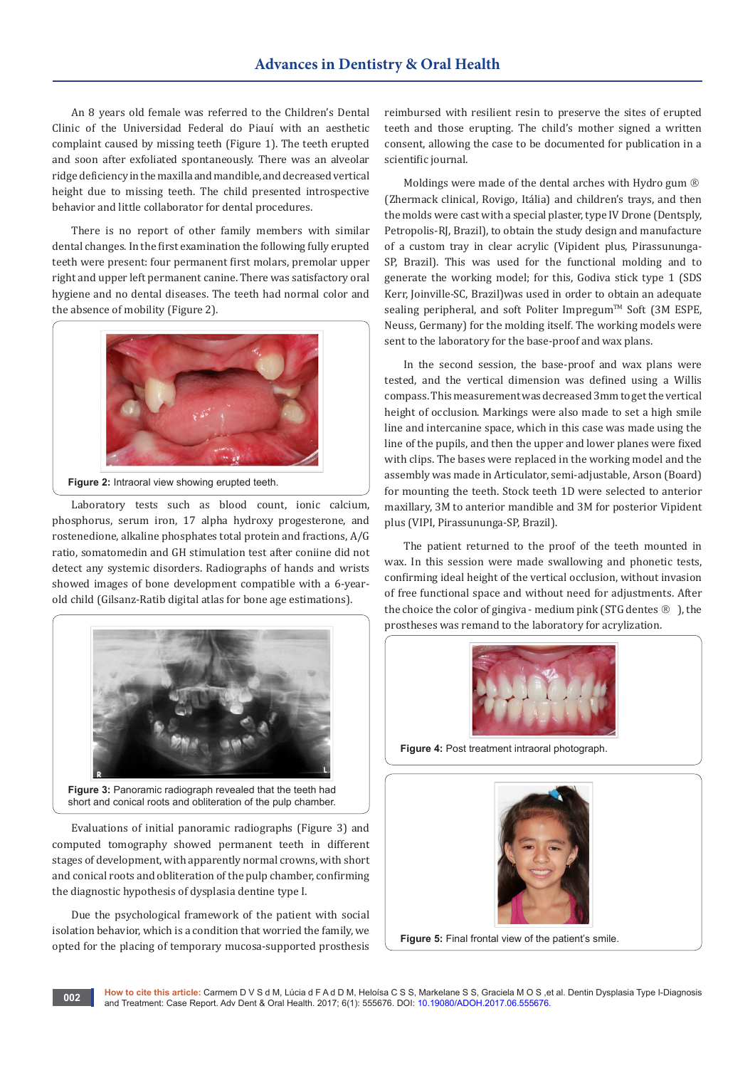An 8 years old female was referred to the Children's Dental Clinic of the Universidad Federal do Piauí with an aesthetic complaint caused by missing teeth (Figure 1). The teeth erupted and soon after exfoliated spontaneously. There was an alveolar ridge deficiency in the maxilla and mandible, and decreased vertical height due to missing teeth. The child presented introspective behavior and little collaborator for dental procedures.

There is no report of other family members with similar dental changes. In the first examination the following fully erupted teeth were present: four permanent first molars, premolar upper right and upper left permanent canine. There was satisfactory oral hygiene and no dental diseases. The teeth had normal color and the absence of mobility (Figure 2).

**Figure 2:** Intraoral view showing erupted teeth.

Laboratory tests such as blood count, ionic calcium, phosphorus, serum iron, 17 alpha hydroxy progesterone, and rostenedione, alkaline phosphates total protein and fractions, A/G ratio, somatomedin and GH stimulation test after coniine did not detect any systemic disorders. Radiographs of hands and wrists showed images of bone development compatible with a 6-year-old child (Gilsanz-Ratib digital atlas for bone age estimations).

**Figure 3:** Panoramic radiograph revealed that the teeth had short and conical roots and obliteration of the pulp chamber.

Evaluations of initial panoramic radiographs (Figure 3) and computed tomography showed permanent teeth in different stages of development, with apparently normal crowns, with short and conical roots and obliteration of the pulp chamber, confirming the diagnostic hypothesis of dysplasia dentine type I.

Due the psychological framework of the patient with social isolation behavior, which is a condition that worried the family, we opted for the placing of temporary mucosa-supported prosthesis reimbursed with resilient resin to preserve the sites of erupted teeth and those erupting. The child's mother signed a written consent, allowing the case to be documented for publication in a scientific journal.

Moldings were made of the dental arches with Hydro gum ® (Zhermack clinical, Rovigo, Itália) and children's trays, and then the molds were cast with a special plaster, type IV Drone (Dentsply, Petropolis-RJ, Brazil), to obtain the study design and manufacture of a custom tray in clear acrylic (Vipident plus, Pirassununga-SP, Brazil). This was used for the functional molding and to generate the working model; for this, Godiva stick type 1 (SDS Kerr, Joinville-SC, Brazil)was used in order to obtain an adequate sealing peripheral, and soft Politer Impregum™ Soft (3M ESPE, Neuss, Germany) for the molding itself. The working models were sent to the laboratory for the base-proof and wax plans.

In the second session, the base-proof and wax plans were tested, and the vertical dimension was defined using a Willis compass. This measurement was decreased 3mm to get the vertical height of occlusion. Markings were also made to set a high smile line and intercanine space, which in this case was made using the line of the pupils, and then the upper and lower planes were fixed with clips. The bases were replaced in the working model and the assembly was made in Articulator, semi-adjustable, Arson (Board) for mounting the teeth. Stock teeth 1D were selected to anterior maxillary, 3M to anterior mandible and 3M for posterior Vipident plus (VIPI, Pirassunga-SP, Brazil).

The patient returned to the proof of the teeth mounted in wax. In this session were made swallowing and phonetic tests, confirming ideal height of the vertical occlusion, without invasion of free functional space and without need for adjustments. After the choice the color of gingiva - medium pink (STG dentes ® ), the prostheses was remand to the laboratory for acrylization.

**Figure 4:** Post treatment intraoral photograph.

**Figure 5:** Final frontal view of the patient's smile.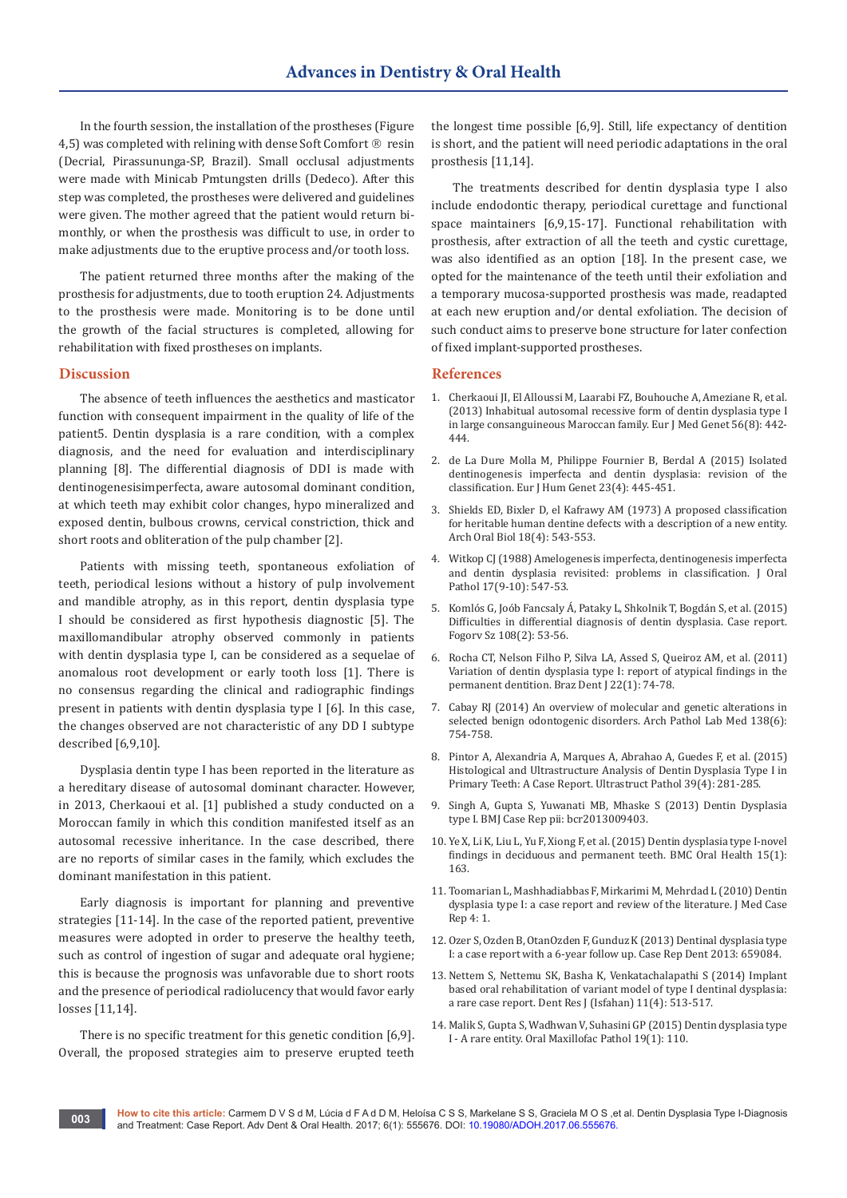In the fourth session, the installation of the prostheses (Figure 4,5) was completed with relining with dense Soft Comfort ® resin (Decrial, Pirassununga-SP, Brazil). Small occlusal adjustments were made with Minicab Pmtungsten drills (Dedeco). After this step was completed, the prostheses were delivered and guidelines were given. The mother agreed that the patient would return bi-monthly, or when the prosthesis was difficult to use, in order to make adjustments due to the eruptive process and/or tooth loss.

The patient returned three months after the making of the prosthesis for adjustments, due to tooth eruption 24. Adjustments to the prosthesis were made. Monitoring is to be done until the growth of the facial structures is completed, allowing for rehabilitation with fixed prostheses on implants.

## Discussion

The absence of teeth influences the aesthetics and masticator function with consequent impairment in the quality of life of the patient5. Dentin dysplasia is a rare condition, with a complex diagnosis, and the need for evaluation and interdisciplinary planning [8]. The differential diagnosis of DDI is made with dentinogenesisimperfecta, aware autosomal dominant condition, at which teeth may exhibit color changes, hypo mineralized and exposed dentin, bulbous crowns, cervical constriction, thick and short roots and obliteration of the pulp chamber [2].

Patients with missing teeth, spontaneous exfoliation of teeth, periodical lesions without a history of pulp involvement and mandible atrophy, as in this report, dentin dysplasia type I should be considered as first hypothesis diagnostic [5]. The maxillomandibular atrophy observed commonly in patients with dentin dysplasia type I, can be considered as a sequelae of anomalous root development or early tooth loss [1]. There is no consensus regarding the clinical and radiographic findings present in patients with dentin dysplasia type I [6]. In this case, the changes observed are not characteristic of any DD I subtype described [6,9,10].

Dysplasia dentin type I has been reported in the literature as a hereditary disease of autosomal dominant character. However, in 2013, Cherkaoui et al. [1] published a study conducted on a Moroccan family in which this condition manifested itself as an autosomal recessive inheritance. In the case described, there are no reports of similar cases in the family, which excludes the dominant manifestation in this patient.

Early diagnosis is important for planning and preventive strategies [11-14]. In the case of the reported patient, preventive measures were adopted in order to preserve the healthy teeth, such as control of ingestion of sugar and adequate oral hygiene; this is because the prognosis was unfavorable due to short roots and the presence of periodical radiolucency that would favor early losses [11,14].

There is no specific treatment for this genetic condition [6,9]. Overall, the proposed strategies aim to preserve erupted teeth the longest time possible [6,9]. Still, life expectancy of dentition is short, and the patient will need periodic adaptations in the oral prosthesis [11,14].

The treatments described for dentin dysplasia type I also include endodontic therapy, periodical curettage and functional space maintainers [6,9,15-17]. Functional rehabilitation with prosthesis, after extraction of all the teeth and cystic curettage, was also identified as an option [18]. In the present case, we opted for the maintenance of the teeth until their exfoliation and a temporary mucosa-supported prosthesis was made, readapted at each new eruption and/or dental exfoliation. The decision of such conduct aims to preserve bone structure for later confection of fixed implant-supported prostheses.

## References

1. Cherkaoui JI, El Alloussi M, Laarabi FZ, Bouhouche A, Ameziane R, et al. (2013) Inhabitual autosomal recessive form of dentin dysplasia type I in large consanguineous Maroccan family. Eur J Med Genet 56(8): 442-444.
2. de La Dure Molla M, Philippe Fournier B, Berdal A (2015) Isolated dentinogenesis imperfecta and dentin dysplasia: revision of the classification. Eur J Hum Genet 23(4): 445-451.
3. Shields ED, Bixler D, el Kafrawy AM (1973) A proposed classification for heritable human dentine defects with a description of a new entity. Arch Oral Biol 18(4): 543-553.
4. Witkop CJ (1988) Amelogenesis imperfecta, dentinogenesis imperfecta and dentin dysplasia revisited: problems in classification. J Oral Pathol 17(9-10): 547-53.
5. Komlós G, Joób Fancsaly Á, Pataky L, Shkolnik T, Bogdán S, et al. (2015) Difficulties in differential diagnosis of dentin dysplasia. Case report. Fogorv Sz 108(2): 53-56.
6. Rocha CT, Nelson Filho P, Silva LA, Assed S, Queiroz AM, et al. (2011) Variation of dentin dysplasia type I: report of atypical findings in the permanent dentition. Braz Dent J 22(1): 74-78.
7. Cabay RJ (2014) An overview of molecular and genetic alterations in selected benign odontogenic disorders. Arch Pathol Lab Med 138(6): 754-758.
8. Pintor A, Alexandria A, Marques A, Abrahao A, Guedes F, et al. (2015) Histological and Ultrastructure Analysis of Dentin Dysplasia Type I in Primary Teeth: A Case Report. Ultrastruct Pathol 39(4): 281-285.
9. Singh A, Gupta S, Yuwanati MB, Mhaske S (2013) Dentin Dysplasia type I. BMJ Case Rep pii: bcr2013009403.
10. Ye X, Li K, Liu L, Yu F, Xiong F, et al. (2015) Dentin dysplasia type I-novel findings in deciduous and permanent teeth. BMC Oral Health 15(1): 163.
11. Toomarian L, Mashhadiabbas F, Mirkarimi M, Mehrdad L (2010) Dentin dysplasia type I: a case report and review of the literature. J Med Case Rep 4: 1.
12. Ozer S, Ozden B, OtanOzden F, Gunduz K (2013) Dentinal dysplasia type I: a case report with a 6-year follow up. Case Rep Dent 2013: 659084.
13. Nettem S, Nettemu SK, Basha K, Venkatachalapathi S (2014) Implant based oral rehabilitation of variant model of type I dentinal dysplasia: a rare case report. Dent Res J (Isfahan) 11(4): 513-517.
14. Malik S, Gupta S, Wadhwan V, Suhasini GP (2015) Dentin dysplasia type I - A rare entity. Oral Maxillofac Pathol 19(1): 110.

**How to cite this article:** Carmem D V S d M, Lúcia d F A d D M, Heloísa C S S, Markelane S S, Graciela M O S ,et al. Dentin Dysplasia Type I-Diagnosis and Treatment: Case Report. Adv Dent & Oral Health. 2017; 6(1): 555676. DOI: 10.19080/ADOH.2017.06.555676.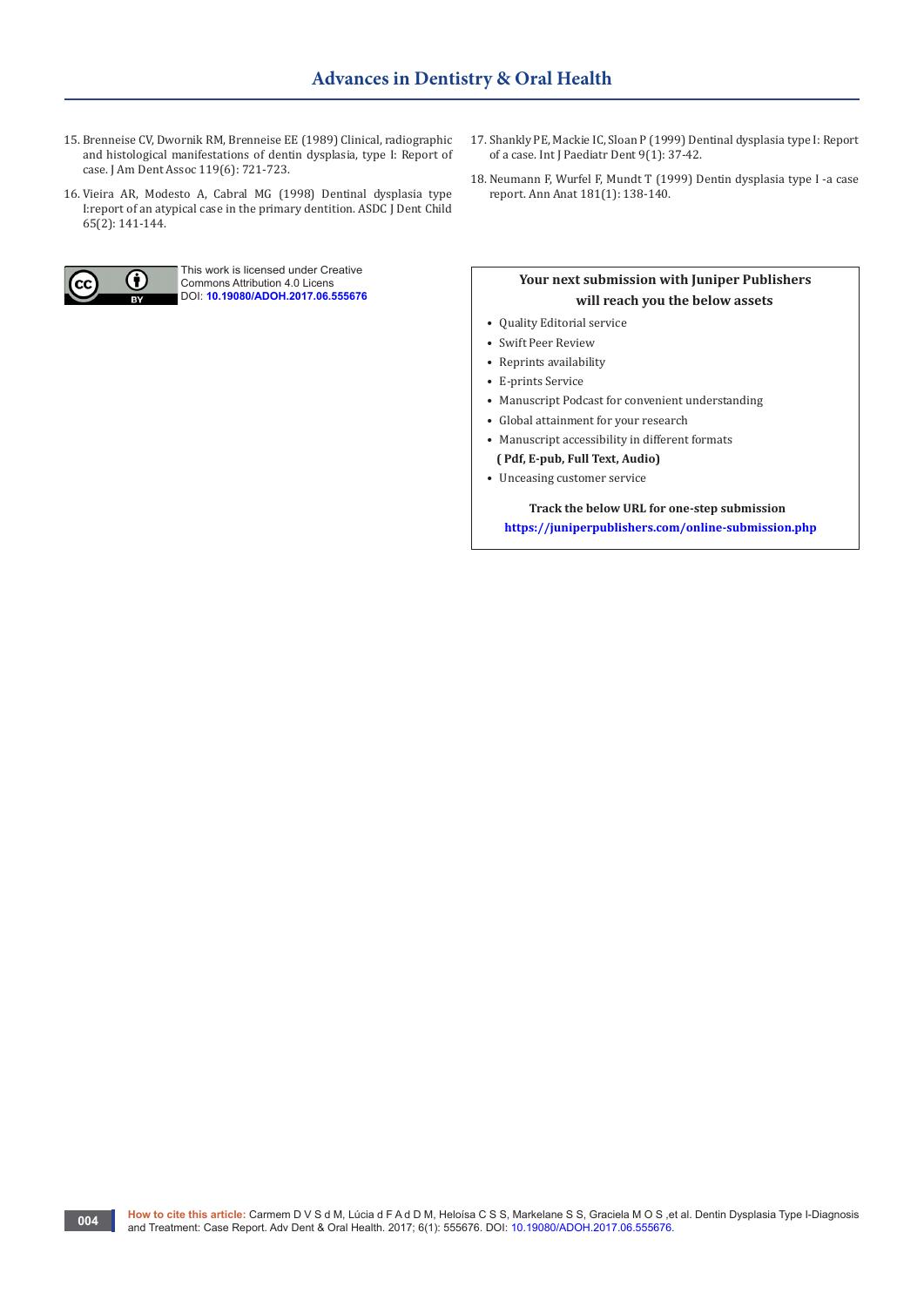15. Brenneise CV, Dwornik RM, Brenneise EE (1989) Clinical, radiographic and histological manifestations of dentin dysplasia, type I: Report of case. J Am Dent Assoc 119(6): 721-723.
16. Vieira AR, Modesto A, Cabral MG (1998) Dentinal dysplasia type I:report of an atypical case in the primary dentition. ASDC J Dent Child 65(2): 141-144.
17. Shankly PE, Mackie IC, Sloan P (1999) Dentinal dysplasia type I: Report of a case. Int J Paediatr Dent 9(1): 37-42.
18. Neumann F, Wurfel F, Mundt T (1999) Dentin dysplasia type I -a case report. Ann Anat 181(1): 138-140.

This work is licensed under Creative Commons Attribution 4.0 Licens
DOI: **10.19080/ADOH.2017.06.555676**

**Your next submission with Juniper Publishers will reach you the below assets**

- Quality Editorial service
- Swift Peer Review
- Reprints availability
- E-prints Service
- Manuscript Podcast for convenient understanding
- Global attainment for your research
- Manuscript accessibility in different formats

**( Pdf, E-pub, Full Text, Audio)**

- Unceasing customer service

**Track the below URL for one-step submission**
**https://juniperpublishers.com/online-submission.php**

**How to cite this article:** Carmem D V S d M, Lúcia d F A d D M, Heloísa C S S, Markelane S S, Graciela M O S ,et al. Dentin Dysplasia Type I-Diagnosis and Treatment: Case Report. Adv Dent & Oral Health. 2017; 6(1): 555676. DOI: 10.19080/ADOH.2017.06.555676.